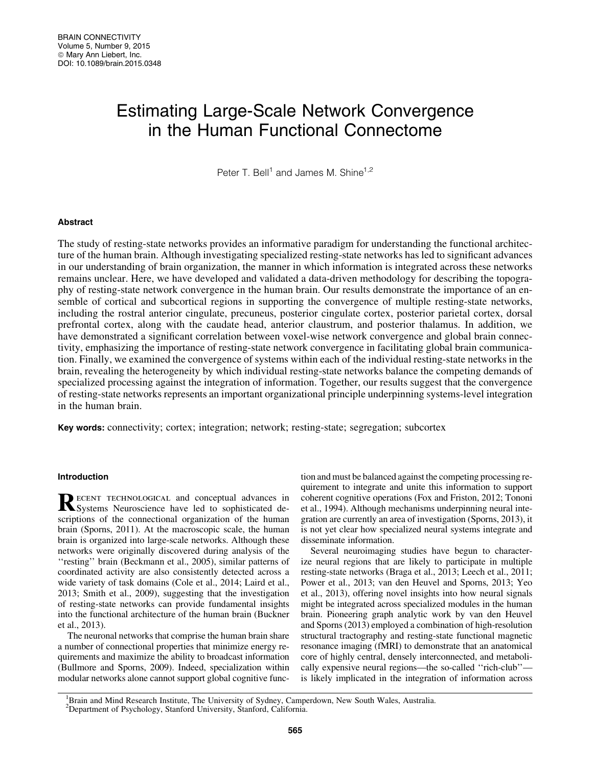# Estimating Large-Scale Network Convergence in the Human Functional Connectome

Peter T. Bell[1] and James M. Shine[1,2]

## Abstract

The study of resting-state networks provides an informative paradigm for understanding the functional architecture of the human brain. Although investigating specialized resting-state networks has led to significant advances in our understanding of brain organization, the manner in which information is integrated across these networks remains unclear. Here, we have developed and validated a data-driven methodology for describing the topography of resting-state network convergence in the human brain. Our results demonstrate the importance of an ensemble of cortical and subcortical regions in supporting the convergence of multiple resting-state networks, including the rostral anterior cingulate, precuneus, posterior cingulate cortex, posterior parietal cortex, dorsal prefrontal cortex, along with the caudate head, anterior claustrum, and posterior thalamus. In addition, we have demonstrated a significant correlation between voxel-wise network convergence and global brain connectivity, emphasizing the importance of resting-state network convergence in facilitating global brain communication. Finally, we examined the convergence of systems within each of the individual resting-state networks in the brain, revealing the heterogeneity by which individual resting-state networks balance the competing demands of specialized processing against the integration of information. Together, our results suggest that the convergence of resting-state networks represents an important organizational principle underpinning systems-level integration in the human brain.

**Key words:** connectivity; cortex; integration; network; resting-state; segregation; subcortex

## Introduction

Recent technological and conceptual advances in Systems Neuroscience have led to sophisticated descriptions of the connectional organization of the human brain (Sporns, 2011). At the macroscopic scale, the human brain is organized into large-scale networks. Although these networks were originally discovered during analysis of the ''resting'' brain (Beckmann et al., 2005), similar patterns of coordinated activity are also consistently detected across a wide variety of task domains (Cole et al., 2014; Laird et al., 2013; Smith et al., 2009), suggesting that the investigation of resting-state networks can provide fundamental insights into the functional architecture of the human brain (Buckner et al., 2013).

The neuronal networks that comprise the human brain share a number of connectional properties that minimize energy requirements and maximize the ability to broadcast information (Bullmore and Sporns, 2009). Indeed, specialization within modular networks alone cannot support global cognitive function and must be balanced against the competing processing requirement to integrate and unite this information to support coherent cognitive operations (Fox and Friston, 2012; Tononi et al., 1994). Although mechanisms underpinning neural integration are currently an area of investigation (Sporns, 2013), it is not yet clear how specialized neural systems integrate and disseminate information.

Several neuroimaging studies have begun to characterize neural regions that are likely to participate in multiple resting-state networks (Braga et al., 2013; Leech et al., 2011; Power et al., 2013; van den Heuvel and Sporns, 2013; Yeo et al., 2013), offering novel insights into how neural signals might be integrated across specialized modules in the human brain. Pioneering graph analytic work by van den Heuvel and Sporns (2013) employed a combination of high-resolution structural tractography and resting-state functional magnetic resonance imaging (fMRI) to demonstrate that an anatomical core of highly central, densely interconnected, and metabolically expensive neural regions—the so-called ''rich-club''—is likely implicated in the integration of information across

[1]Brain and Mind Research Institute, The University of Sydney, Camperdown, New South Wales, Australia.
[2]Department of Psychology, Stanford University, Stanford, California.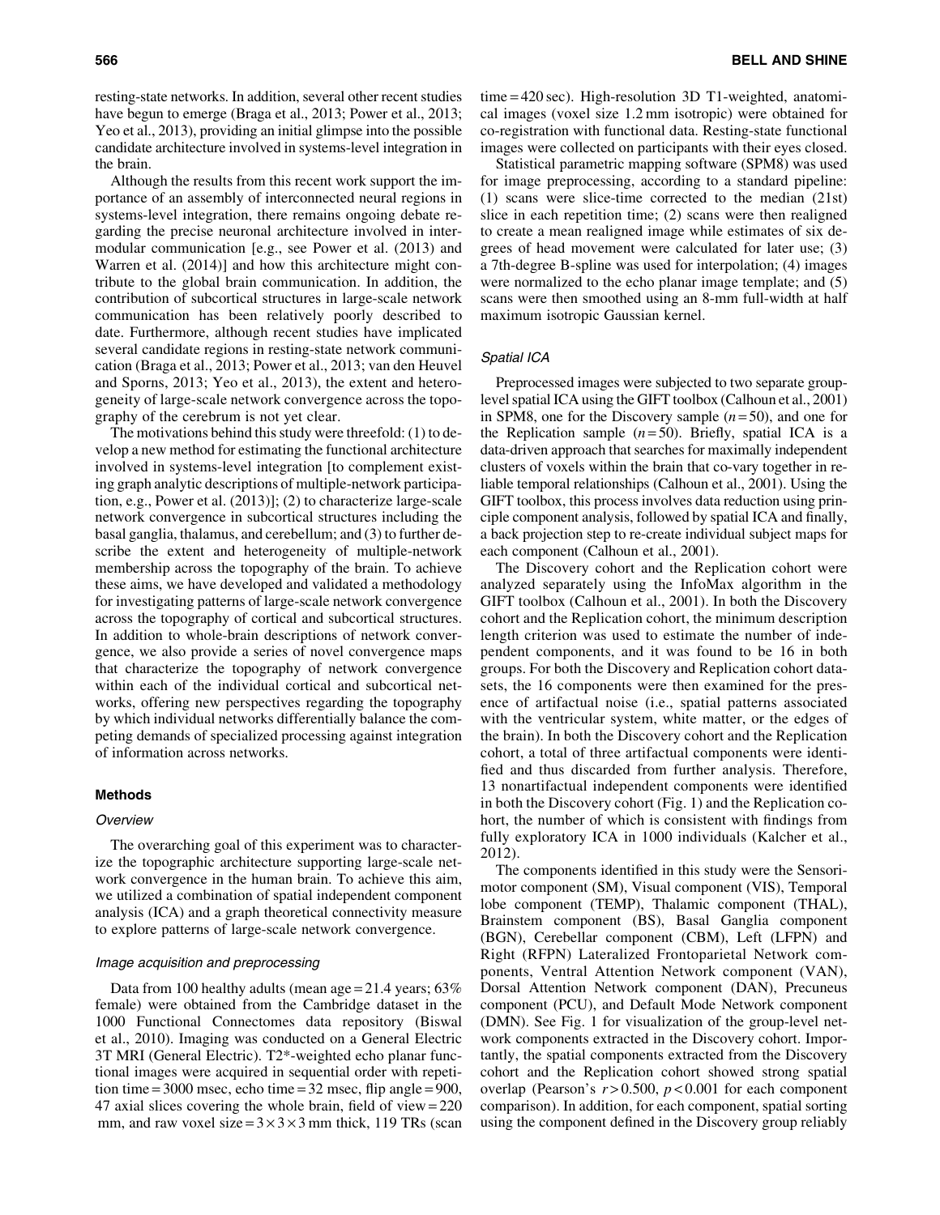resting-state networks. In addition, several other recent studies have begun to emerge (Braga et al., 2013; Power et al., 2013; Yeo et al., 2013), providing an initial glimpse into the possible candidate architecture involved in systems-level integration in the brain.

Although the results from this recent work support the importance of an assembly of interconnected neural regions in systems-level integration, there remains ongoing debate regarding the precise neuronal architecture involved in intermodular communication [e.g., see Power et al. (2013) and Warren et al. (2014)] and how this architecture might contribute to the global brain communication. In addition, the contribution of subcortical structures in large-scale network communication has been relatively poorly described to date. Furthermore, although recent studies have implicated several candidate regions in resting-state network communication (Braga et al., 2013; Power et al., 2013; van den Heuvel and Sporns, 2013; Yeo et al., 2013), the extent and heterogeneity of large-scale network convergence across the topography of the cerebrum is not yet clear.

The motivations behind this study were threefold: (1) to develop a new method for estimating the functional architecture involved in systems-level integration [to complement existing graph analytic descriptions of multiple-network participation, e.g., Power et al. (2013)]; (2) to characterize large-scale network convergence in subcortical structures including the basal ganglia, thalamus, and cerebellum; and (3) to further describe the extent and heterogeneity of multiple-network membership across the topography of the brain. To achieve these aims, we have developed and validated a methodology for investigating patterns of large-scale network convergence across the topography of cortical and subcortical structures. In addition to whole-brain descriptions of network convergence, we also provide a series of novel convergence maps that characterize the topography of network convergence within each of the individual cortical and subcortical networks, offering new perspectives regarding the topography by which individual networks differentially balance the competing demands of specialized processing against integration of information across networks.

## Methods

### *Overview*

The overarching goal of this experiment was to characterize the topographic architecture supporting large-scale network convergence in the human brain. To achieve this aim, we utilized a combination of spatial independent component analysis (ICA) and a graph theoretical connectivity measure to explore patterns of large-scale network convergence.

### *Image acquisition and preprocessing*

Data from 100 healthy adults (mean age = 21.4 years; 63% female) were obtained from the Cambridge dataset in the 1000 Functional Connectomes data repository (Biswal et al., 2010). Imaging was conducted on a General Electric 3T MRI (General Electric). T2*-weighted echo planar functional images were acquired in sequential order with repetition time = 3000 msec, echo time = 32 msec, flip angle = 900, 47 axial slices covering the whole brain, field of view = 220 mm, and raw voxel size = $3 \times 3 \times 3$ mm thick, 119 TRs (scan time = 420 sec). High-resolution 3D T1-weighted, anatomical images (voxel size 1.2 mm isotropic) were obtained for co-registration with functional data. Resting-state functional images were collected on participants with their eyes closed.

Statistical parametric mapping software (SPM8) was used for image preprocessing, according to a standard pipeline: (1) scans were slice-time corrected to the median (21st) slice in each repetition time; (2) scans were then realigned to create a mean realigned image while estimates of six degrees of head movement were calculated for later use; (3) a 7th-degree B-spline was used for interpolation; (4) images were normalized to the echo planar image template; and (5) scans were then smoothed using an 8-mm full-width at half maximum isotropic Gaussian kernel.

### *Spatial ICA*

Preprocessed images were subjected to two separate group-level spatial ICA using the GIFT toolbox (Calhoun et al., 2001) in SPM8, one for the Discovery sample ($n = 50$), and one for the Replication sample ($n = 50$). Briefly, spatial ICA is a data-driven approach that searches for maximally independent clusters of voxels within the brain that co-vary together in reliable temporal relationships (Calhoun et al., 2001). Using the GIFT toolbox, this process involves data reduction using principle component analysis, followed by spatial ICA and finally, a back projection step to re-create individual subject maps for each component (Calhoun et al., 2001).

The Discovery cohort and the Replication cohort were analyzed separately using the InfoMax algorithm in the GIFT toolbox (Calhoun et al., 2001). In both the Discovery cohort and the Replication cohort, the minimum description length criterion was used to estimate the number of independent components, and it was found to be 16 in both groups. For both the Discovery and Replication cohort datasets, the 16 components were then examined for the presence of artifactual noise (i.e., spatial patterns associated with the ventricular system, white matter, or the edges of the brain). In both the Discovery cohort and the Replication cohort, a total of three artifactual components were identified and thus discarded from further analysis. Therefore, 13 nonartifactual independent components were identified in both the Discovery cohort (Fig. 1) and the Replication cohort, the number of which is consistent with findings from fully exploratory ICA in 1000 individuals (Kalcher et al., 2012).

The components identified in this study were the Sensorimotor component (SM), Visual component (VIS), Temporal lobe component (TEMP), Thalamic component (THAL), Brainstem component (BS), Basal Ganglia component (BGN), Cerebellar component (CBM), Left (LFPN) and Right (RFPN) Lateralized Frontoparietal Network components, Ventral Attention Network component (VAN), Dorsal Attention Network component (DAN), Precuneus component (PCU), and Default Mode Network component (DMN). See Fig. 1 for visualization of the group-level network components extracted in the Discovery cohort. Importantly, the spatial components extracted from the Discovery cohort and the Replication cohort showed strong spatial overlap (Pearson's $r > 0.500$, $p < 0.001$ for each component comparison). In addition, for each component, spatial sorting using the component defined in the Discovery group reliably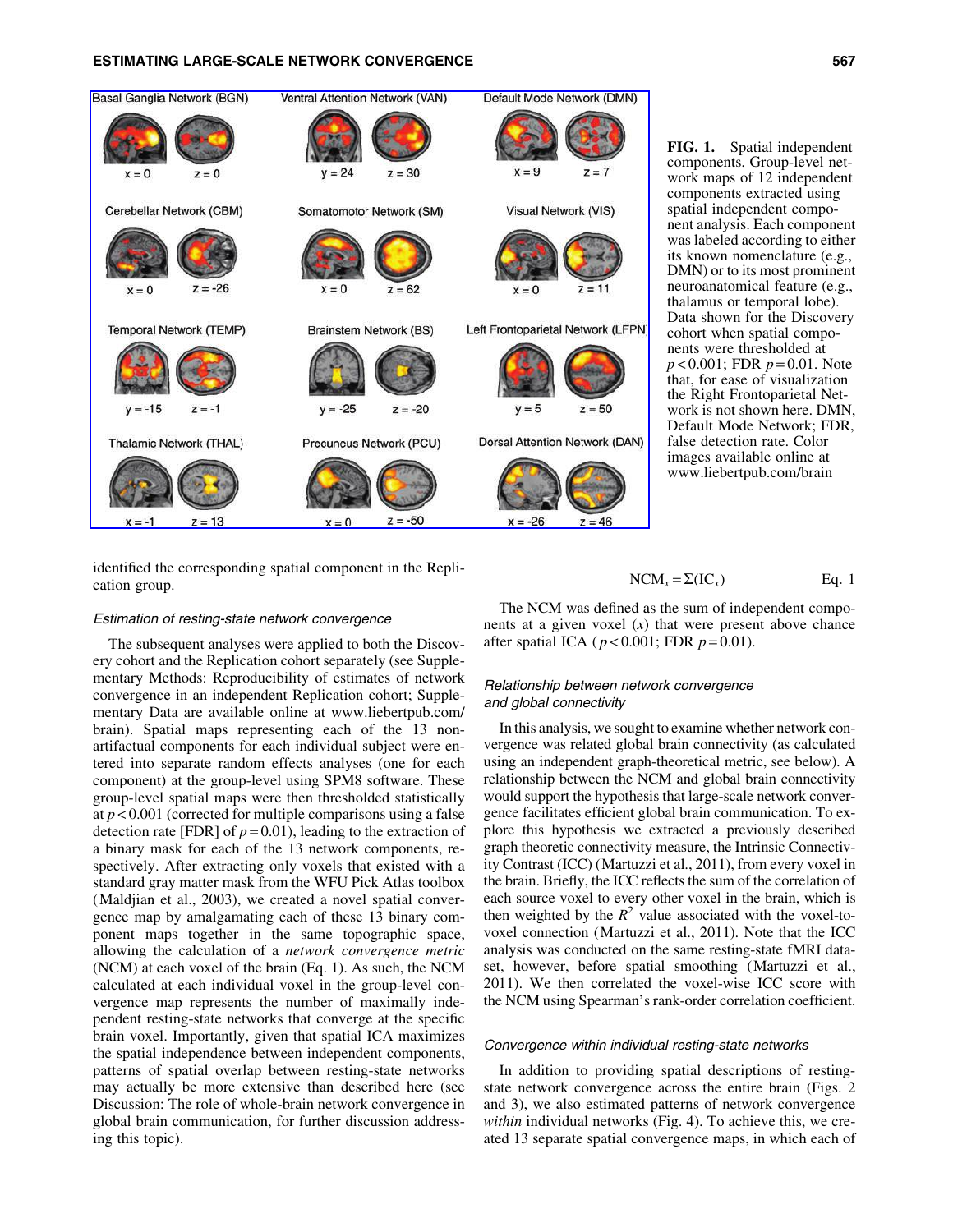**FIG. 1.** Spatial independent components. Group-level network maps of 12 independent components extracted using spatial independent component analysis. Each component was labeled according to either its known nomenclature (e.g., DMN) or to its most prominent neuroanatomical feature (e.g., thalamus or temporal lobe). Data shown for the Discovery cohort when spatial components were thresholded at $p < 0.001$; FDR $p = 0.01$. Note that, for ease of visualization the Right Frontoparietal Network is not shown here. DMN, Default Mode Network; FDR, false detection rate. Color images available online at www.liebertpub.com/brain

identified the corresponding spatial component in the Replication group.

### *Estimation of resting-state network convergence*

The subsequent analyses were applied to both the Discovery cohort and the Replication cohort separately (see Supplementary Methods: Reproducibility of estimates of network convergence in an independent Replication cohort; Supplementary Data are available online at www.liebertpub.com/brain). Spatial maps representing each of the 13 non-artifactual components for each individual subject were entered into separate random effects analyses (one for each component) at the group-level using SPM8 software. These group-level spatial maps were then thresholded statistically at $p < 0.001$ (corrected for multiple comparisons using a false detection rate [FDR] of $p = 0.01$), leading to the extraction of a binary mask for each of the 13 network components, respectively. After extracting only voxels that existed with a standard gray matter mask from the WFU Pick Atlas toolbox (Maldjian et al., 2003), we created a novel spatial convergence map by amalgamating each of these 13 binary component maps together in the same topographic space, allowing the calculation of a *network convergence metric* (NCM) at each voxel of the brain (Eq. 1). As such, the NCM calculated at each individual voxel in the group-level convergence map represents the number of maximally independent resting-state networks that converge at the specific brain voxel. Importantly, given that spatial ICA maximizes the spatial independence between independent components, patterns of spatial overlap between resting-state networks may actually be more extensive than described here (see Discussion: The role of whole-brain network convergence in global brain communication, for further discussion addressing this topic).

$$NCM_x = \Sigma(IC_x) \qquad \text{Eq. 1}$$

The NCM was defined as the sum of independent components at a given voxel ($x$) that were present above chance after spatial ICA ($p < 0.001$; FDR $p = 0.01$).

### *Relationship between network convergence and global connectivity*

In this analysis, we sought to examine whether network convergence was related global brain connectivity (as calculated using an independent graph-theoretical metric, see below). A relationship between the NCM and global brain connectivity would support the hypothesis that large-scale network convergence facilitates efficient global brain communication. To explore this hypothesis we extracted a previously described graph theoretic connectivity measure, the Intrinsic Connectivity Contrast (ICC) (Martuzzi et al., 2011), from every voxel in the brain. Briefly, the ICC reflects the sum of the correlation of each source voxel to every other voxel in the brain, which is then weighted by the $R^2$ value associated with the voxel-to-voxel connection (Martuzzi et al., 2011). Note that the ICC analysis was conducted on the same resting-state fMRI dataset, however, before spatial smoothing (Martuzzi et al., 2011). We then correlated the voxel-wise ICC score with the NCM using Spearman's rank-order correlation coefficient.

### *Convergence within individual resting-state networks*

In addition to providing spatial descriptions of resting-state network convergence across the entire brain (Figs. 2 and 3), we also estimated patterns of network convergence *within* individual networks (Fig. 4). To achieve this, we created 13 separate spatial convergence maps, in which each of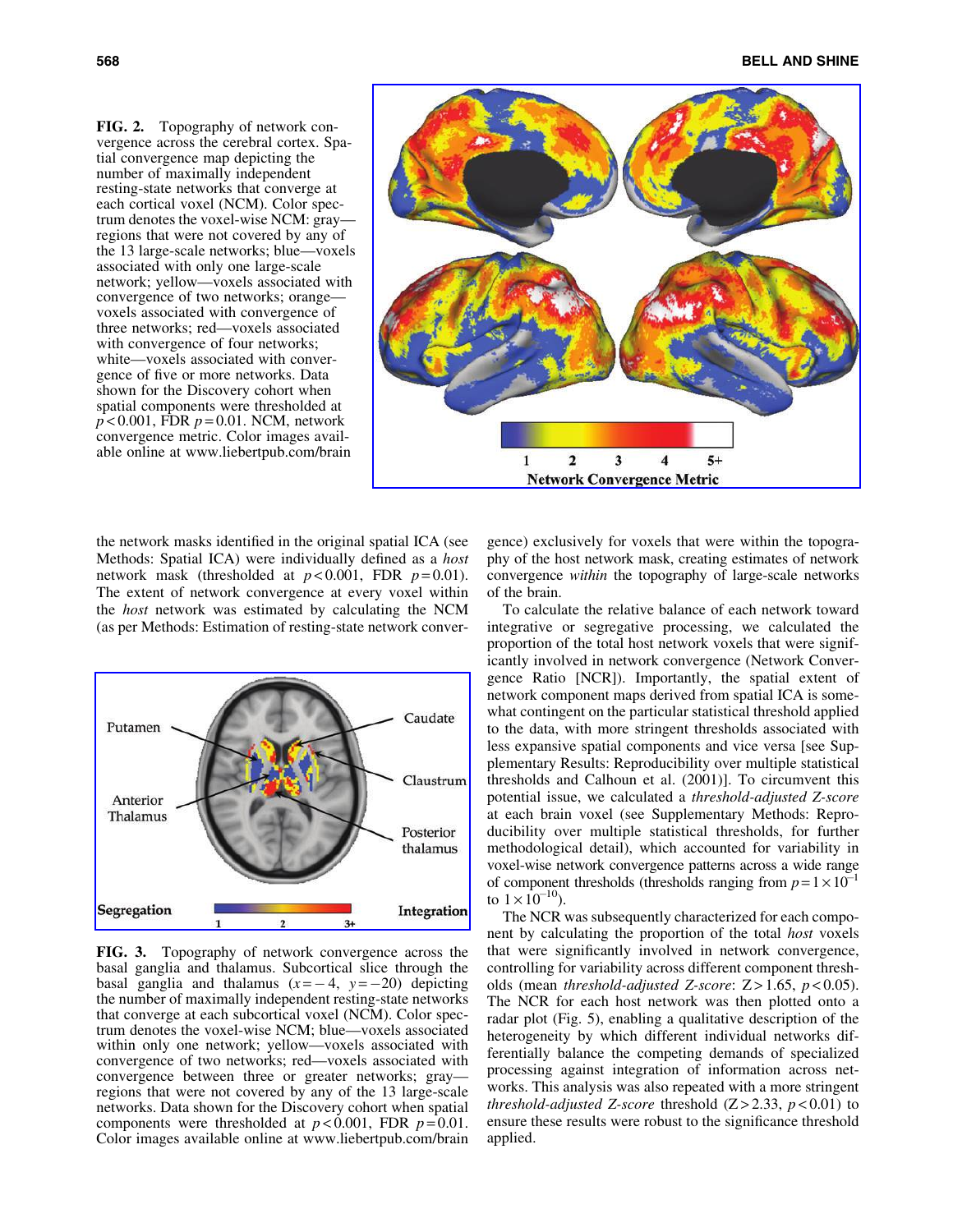FIG. 2. Topography of network convergence across the cerebral cortex. Spatial convergence map depicting the number of maximally independent resting-state networks that converge at each cortical voxel (NCM). Color spectrum denotes the voxel-wise NCM: gray—regions that were not covered by any of the 13 large-scale networks; blue—voxels associated with only one large-scale network; yellow—voxels associated with convergence of two networks; orange—voxels associated with convergence of three networks; red—voxels associated with convergence of four networks; white—voxels associated with convergence of five or more networks. Data shown for the Discovery cohort when spatial components were thresholded at $p < 0.001$, FDR $p = 0.01$. NCM, network convergence metric. Color images available online at www.liebertpub.com/brain

the network masks identified in the original spatial ICA (see Methods: Spatial ICA) were individually defined as a *host* network mask (thresholded at $p < 0.001$, FDR $p = 0.01$). The extent of network convergence at every voxel within the *host* network was estimated by calculating the NCM (as per Methods: Estimation of resting-state network convergence) exclusively for voxels that were within the topography of the host network mask, creating estimates of network convergence *within* the topography of large-scale networks of the brain.

FIG. 3. Topography of network convergence across the basal ganglia and thalamus. Subcortical slice through the basal ganglia and thalamus ($x = -4$, $y = -20$) depicting the number of maximally independent resting-state networks that converge at each subcortical voxel (NCM). Color spectrum denotes the voxel-wise NCM; blue—voxels associated within only one network; yellow—voxels associated with convergence of two networks; red—voxels associated with convergence between three or greater networks; gray—regions that were not covered by any of the 13 large-scale networks. Data shown for the Discovery cohort when spatial components were thresholded at $p < 0.001$, FDR $p = 0.01$. Color images available online at www.liebertpub.com/brain

To calculate the relative balance of each network toward integrative or segregative processing, we calculated the proportion of the total host network voxels that were significantly involved in network convergence (Network Convergence Ratio [NCR]). Importantly, the spatial extent of network component maps derived from spatial ICA is somewhat contingent on the particular statistical threshold applied to the data, with more stringent thresholds associated with less expansive spatial components and vice versa [see Supplementary Results: Reproducibility over multiple statistical thresholds and Calhoun et al. (2001)]. To circumvent this potential issue, we calculated a *threshold-adjusted Z-score* at each brain voxel (see Supplementary Methods: Reproducibility over multiple statistical thresholds, for further methodological detail), which accounted for variability in voxel-wise network convergence patterns across a wide range of component thresholds (thresholds ranging from $p = 1 \times 10^{-1}$ to $1 \times 10^{-10}$).

The NCR was subsequently characterized for each component by calculating the proportion of the total *host* voxels that were significantly involved in network convergence, controlling for variability across different component thresholds (mean *threshold-adjusted Z-score*: $Z > 1.65$, $p < 0.05$). The NCR for each host network was then plotted onto a radar plot (Fig. 5), enabling a qualitative description of the heterogeneity by which different individual networks differentially balance the competing demands of specialized processing against integration of information across networks. This analysis was also repeated with a more stringent *threshold-adjusted Z-score* threshold ($Z > 2.33$, $p < 0.01$) to ensure these results were robust to the significance threshold applied.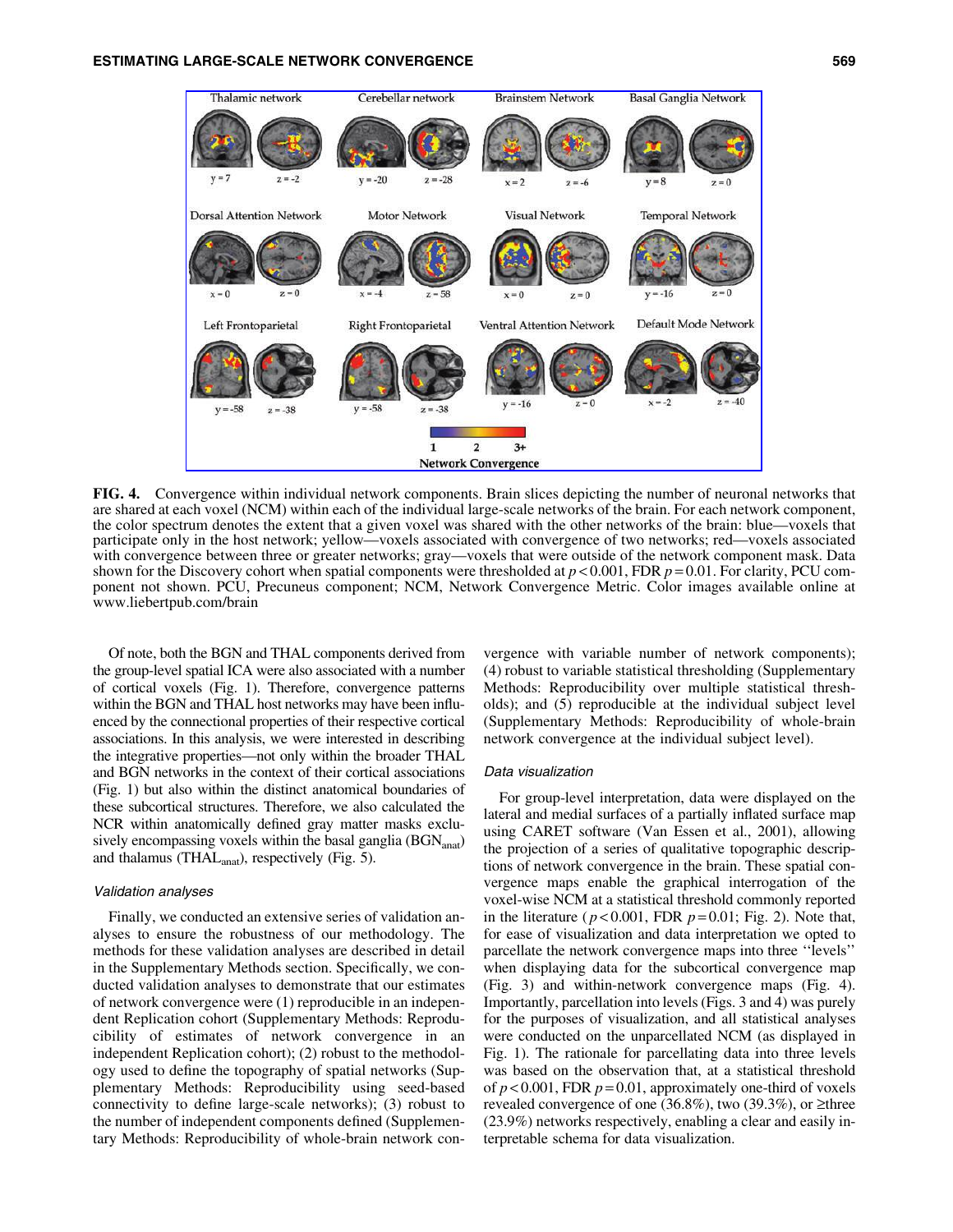**FIG. 4.** Convergence within individual network components. Brain slices depicting the number of neuronal networks that are shared at each voxel (NCM) within each of the individual large-scale networks of the brain. For each network component, the color spectrum denotes the extent that a given voxel was shared with the other networks of the brain: blue—voxels that participate only in the host network; yellow—voxels associated with convergence of two networks; red—voxels associated with convergence between three or greater networks; gray—voxels that were outside of the network component mask. Data shown for the Discovery cohort when spatial components were thresholded at $p < 0.001$, FDR $p = 0.01$. For clarity, PCU component not shown. PCU, Precuneus component; NCM, Network Convergence Metric. Color images available online at www.liebertpub.com/brain

Of note, both the BGN and THAL components derived from the group-level spatial ICA were also associated with a number of cortical voxels (Fig. 1). Therefore, convergence patterns within the BGN and THAL host networks may have been influenced by the connectional properties of their respective cortical associations. In this analysis, we were interested in describing the integrative properties—not only within the broader THAL and BGN networks in the context of their cortical associations (Fig. 1) but also within the distinct anatomical boundaries of these subcortical structures. Therefore, we also calculated the NCR within anatomically defined gray matter masks exclusively encompassing voxels within the basal ganglia ($BGN_{anat}$) and thalamus ($THAL_{anat}$), respectively (Fig. 5).

### *Validation analyses*

Finally, we conducted an extensive series of validation analyses to ensure the robustness of our methodology. The methods for these validation analyses are described in detail in the Supplementary Methods section. Specifically, we conducted validation analyses to demonstrate that our estimates of network convergence were (1) reproducible in an independent Replication cohort (Supplementary Methods: Reproducibility of estimates of network convergence in an independent Replication cohort); (2) robust to the methodology used to define the topography of spatial networks (Supplementary Methods: Reproducibility using seed-based connectivity to define large-scale networks); (3) robust to the number of independent components defined (Supplementary Methods: Reproducibility of whole-brain network convergence with variable number of network components); (4) robust to variable statistical thresholding (Supplementary Methods: Reproducibility over multiple statistical thresholds); and (5) reproducible at the individual subject level (Supplementary Methods: Reproducibility of whole-brain network convergence at the individual subject level).

### *Data visualization*

For group-level interpretation, data were displayed on the lateral and medial surfaces of a partially inflated surface map using CARET software (Van Essen et al., 2001), allowing the projection of a series of qualitative topographic descriptions of network convergence in the brain. These spatial convergence maps enable the graphical interrogation of the voxel-wise NCM at a statistical threshold commonly reported in the literature ($p < 0.001$, FDR $p = 0.01$; Fig. 2). Note that, for ease of visualization and data interpretation we opted to parcellate the network convergence maps into three ''levels'' when displaying data for the subcortical convergence map (Fig. 3) and within-network convergence maps (Fig. 4). Importantly, parcellation into levels (Figs. 3 and 4) was purely for the purposes of visualization, and all statistical analyses were conducted on the unparcellated NCM (as displayed in Fig. 1). The rationale for parcellating data into three levels was based on the observation that, at a statistical threshold of $p < 0.001$, FDR $p = 0.01$, approximately one-third of voxels revealed convergence of one (36.8%), two (39.3%), or ≥three (23.9%) networks respectively, enabling a clear and easily interpretable schema for data visualization.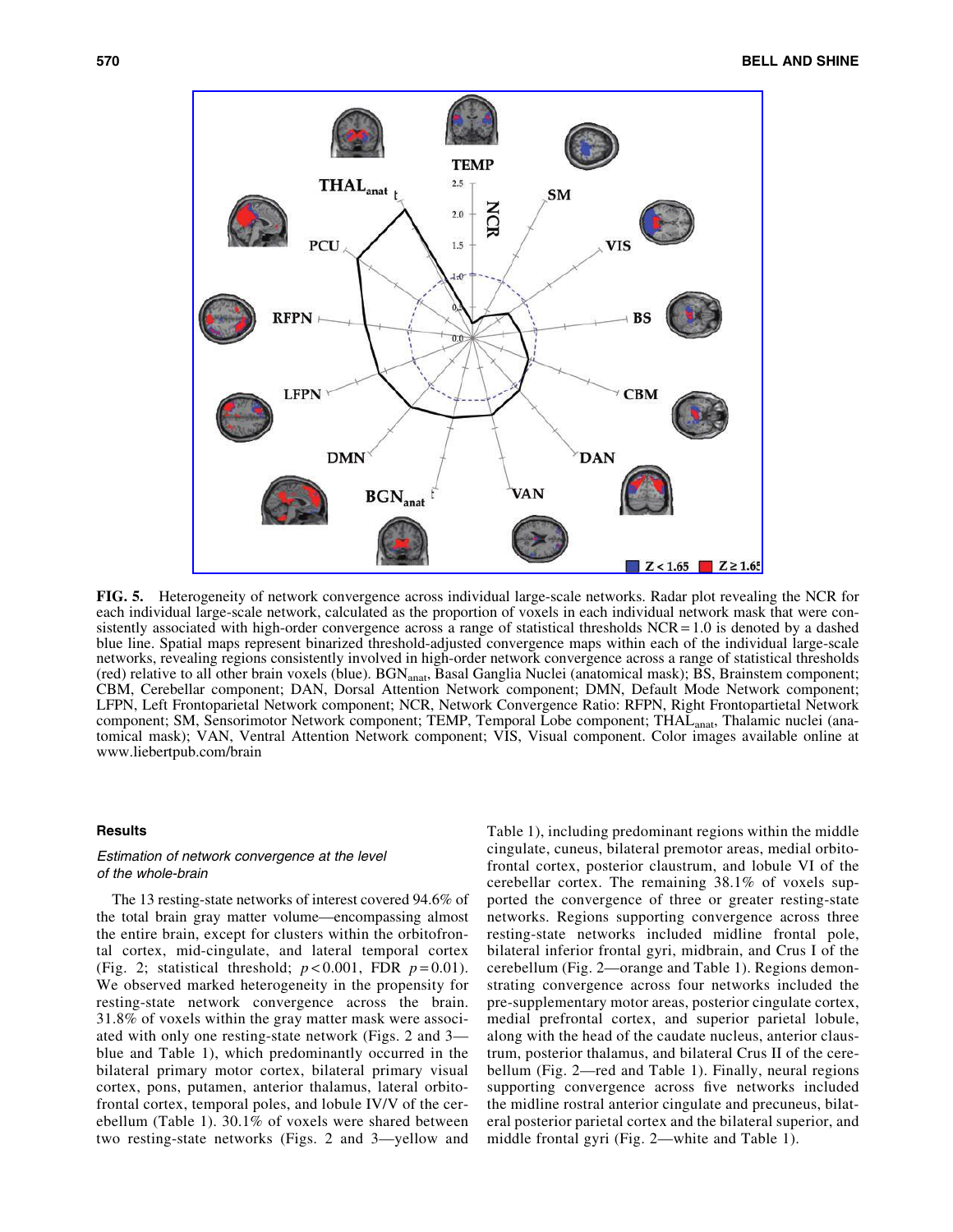**FIG. 5.** Heterogeneity of network convergence across individual large-scale networks. Radar plot revealing the NCR for each individual large-scale network, calculated as the proportion of voxels in each individual network mask that were consistently associated with high-order convergence across a range of statistical thresholds NCR = 1.0 is denoted by a dashed blue line. Spatial maps represent binarized threshold-adjusted convergence maps within each of the individual large-scale networks, revealing regions consistently involved in high-order network convergence across a range of statistical thresholds (red) relative to all other brain voxels (blue). $BGN_{anat}$, Basal Ganglia Nuclei (anatomical mask); BS, Brainstem component; CBM, Cerebellar component; DAN, Dorsal Attention Network component; DMN, Default Mode Network component; LFPN, Left Frontoparietal Network component; NCR, Network Convergence Ratio: RFPN, Right Frontopartietal Network component; SM, Sensorimotor Network component; TEMP, Temporal Lobe component; $THAL_{anat}$, Thalamic nuclei (anatomical mask); VAN, Ventral Attention Network component; VIS, Visual component. Color images available online at www.liebertpub.com/brain

### Results

#### *Estimation of network convergence at the level of the whole-brain*

The 13 resting-state networks of interest covered 94.6% of the total brain gray matter volume—encompassing almost the entire brain, except for clusters within the orbitofrontal cortex, mid-cingulate, and lateral temporal cortex (Fig. 2; statistical threshold; $p < 0.001$, FDR $p = 0.01$). We observed marked heterogeneity in the propensity for resting-state network convergence across the brain. 31.8% of voxels within the gray matter mask were associated with only one resting-state network (Figs. 2 and 3—blue and Table 1), which predominantly occurred in the bilateral primary motor cortex, bilateral primary visual cortex, pons, putamen, anterior thalamus, lateral orbitofrontal cortex, temporal poles, and lobule IV/V of the cerebellum (Table 1). 30.1% of voxels were shared between two resting-state networks (Figs. 2 and 3—yellow and Table 1), including predominant regions within the middle cingulate, cuneus, bilateral premotor areas, medial orbitofrontal cortex, posterior claustrum, and lobule VI of the cerebellar cortex. The remaining 38.1% of voxels supported the convergence of three or greater resting-state networks. Regions supporting convergence across three resting-state networks included midline frontal pole, bilateral inferior frontal gyri, midbrain, and Crus I of the cerebellum (Fig. 2—orange and Table 1). Regions demonstrating convergence across four networks included the pre-supplementary motor areas, posterior cingulate cortex, medial prefrontal cortex, and superior parietal lobule, along with the head of the caudate nucleus, anterior claustrum, posterior thalamus, and bilateral Crus II of the cerebellum (Fig. 2—red and Table 1). Finally, neural regions supporting convergence across five networks included the midline rostral anterior cingulate and precuneus, bilateral posterior parietal cortex and the bilateral superior, and middle frontal gyri (Fig. 2—white and Table 1).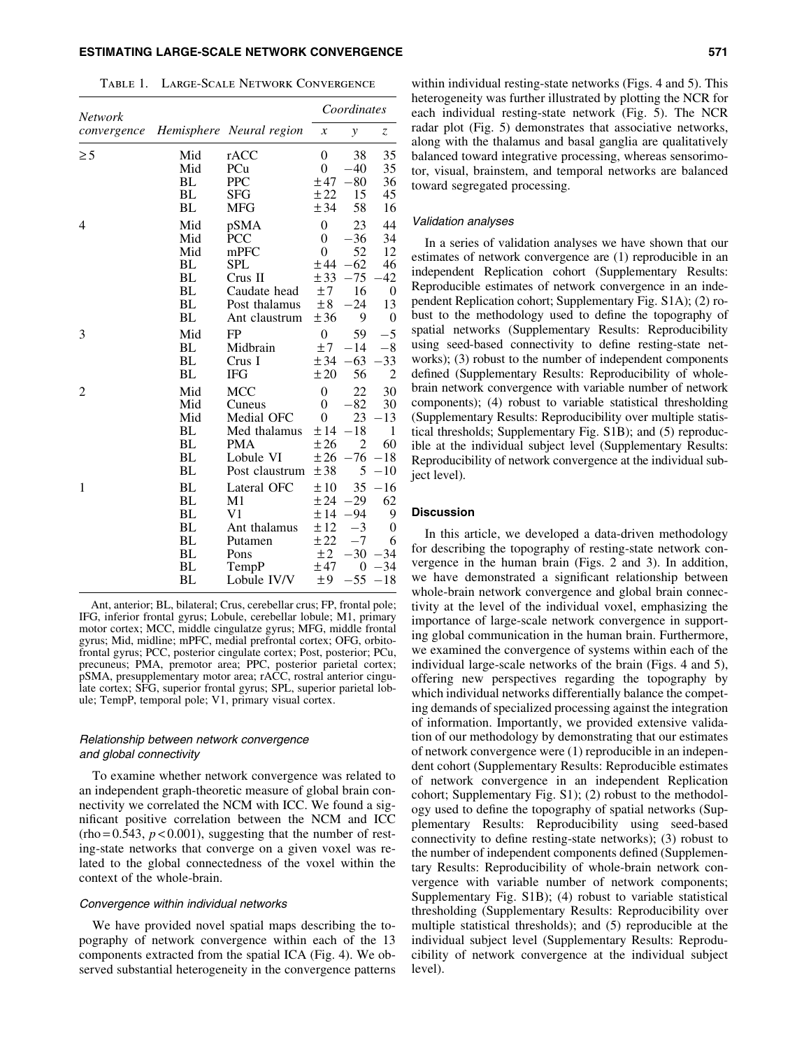Table 1. Large-Scale Network Convergence

| Network convergence | Hemisphere | Neural region | Coordinates x | y | z |
|---|---|---|---|---|---|
| ≥ 5 | Mid | rACC | 0 | 38 | 35 |
| | Mid | PCu | 0 | −40 | 35 |
| | BL | PPC | ±47 | −80 | 36 |
| | BL | SFG | ±22 | 15 | 45 |
| | BL | MFG | ±34 | 58 | 16 |
| 4 | Mid | pSMA | 0 | 23 | 44 |
| | Mid | PCC | 0 | −36 | 34 |
| | Mid | mPFC | 0 | 52 | 12 |
| | BL | SPL | ±44 | −62 | 46 |
| | BL | Crus II | ±33 | −75 | −42 |
| | BL | Caudate head | ±7 | 16 | 0 |
| | BL | Post thalamus | ±8 | −24 | 13 |
| | BL | Ant claustrum | ±36 | 9 | 0 |
| 3 | Mid | FP | 0 | 59 | −5 |
| | BL | Midbrain | ±7 | −14 | −8 |
| | BL | Crus I | ±34 | −63 | −33 |
| | BL | IFG | ±20 | 56 | 2 |
| 2 | Mid | MCC | 0 | 22 | 30 |
| | Mid | Cuneus | 0 | −82 | 30 |
| | Mid | Medial OFC | 0 | 23 | −13 |
| | BL | Med thalamus | ±14 | −18 | 1 |
| | BL | PMA | ±26 | 2 | 60 |
| | BL | Lobule VI | ±26 | −76 | −18 |
| | BL | Post claustrum | ±38 | 5 | −10 |
| 1 | BL | Lateral OFC | ±10 | 35 | −16 |
| | BL | M1 | ±24 | −29 | 62 |
| | BL | V1 | ±14 | −94 | 9 |
| | BL | Ant thalamus | ±12 | −3 | 0 |
| | BL | Putamen | ±22 | −7 | 6 |
| | BL | Pons | ±2 | −30 | −34 |
| | BL | TempP | ±47 | 0 | −34 |
| | BL | Lobule IV/V | ±9 | −55 | −18 |

Ant, anterior; BL, bilateral; Crus, cerebellar crus; FP, frontal pole; IFG, inferior frontal gyrus; Lobule, cerebellar lobule; M1, primary motor cortex; MCC, middle cingulatze gyrus; MFG, middle frontal gyrus; Mid, midline; mPFC, medial prefrontal cortex; OFG, orbitofrontal gyrus; PCC, posterior cingulate cortex; Post, posterior; PCu, precuneus; PMA, premotor area; PPC, posterior parietal cortex; pSMA, presupplementary motor area; rACC, rostral anterior cingulate cortex; SFG, superior frontal gyrus; SPL, superior parietal lobule; TempP, temporal pole; V1, primary visual cortex.

### Relationship between network convergence and global connectivity

To examine whether network convergence was related to an independent graph-theoretic measure of global brain connectivity we correlated the NCM with ICC. We found a significant positive correlation between the NCM and ICC (rho = 0.543, $p < 0.001$), suggesting that the number of resting-state networks that converge on a given voxel was related to the global connectedness of the voxel within the context of the whole-brain.

### Convergence within individual networks

We have provided novel spatial maps describing the topography of network convergence within each of the 13 components extracted from the spatial ICA (Fig. 4). We observed substantial heterogeneity in the convergence patterns within individual resting-state networks (Figs. 4 and 5). This heterogeneity was further illustrated by plotting the NCR for each individual resting-state network (Fig. 5). The NCR radar plot (Fig. 5) demonstrates that associative networks, along with the thalamus and basal ganglia are qualitatively balanced toward integrative processing, whereas sensorimotor, visual, brainstem, and temporal networks are balanced toward segregated processing.

### Validation analyses

In a series of validation analyses we have shown that our estimates of network convergence are (1) reproducible in an independent Replication cohort (Supplementary Results: Reproducible estimates of network convergence in an independent Replication cohort; Supplementary Fig. S1A); (2) robust to the methodology used to define the topography of spatial networks (Supplementary Results: Reproducibility using seed-based connectivity to define resting-state networks); (3) robust to the number of independent components defined (Supplementary Results: Reproducibility of whole-brain network convergence with variable number of network components); (4) robust to variable statistical thresholding (Supplementary Results: Reproducibility over multiple statistical thresholds; Supplementary Fig. S1B); and (5) reproducible at the individual subject level (Supplementary Results: Reproducibility of network convergence at the individual subject level).

## Discussion

In this article, we developed a data-driven methodology for describing the topography of resting-state network convergence in the human brain (Figs. 2 and 3). In addition, we have demonstrated a significant relationship between whole-brain network convergence and global brain connectivity at the level of the individual voxel, emphasizing the importance of large-scale network convergence in supporting global communication in the human brain. Furthermore, we examined the convergence of systems within each of the individual large-scale networks of the brain (Figs. 4 and 5), offering new perspectives regarding the topography by which individual networks differentially balance the competing demands of specialized processing against the integration of information. Importantly, we provided extensive validation of our methodology by demonstrating that our estimates of network convergence were (1) reproducible in an independent cohort (Supplementary Results: Reproducible estimates of network convergence in an independent Replication cohort; Supplementary Fig. S1); (2) robust to the methodology used to define the topography of spatial networks (Supplementary Results: Reproducibility using seed-based connectivity to define resting-state networks); (3) robust to the number of independent components defined (Supplementary Results: Reproducibility of whole-brain network convergence with variable number of network components; Supplementary Fig. S1B); (4) robust to variable statistical thresholding (Supplementary Results: Reproducibility over multiple statistical thresholds); and (5) reproducible at the individual subject level (Supplementary Results: Reproducibility of network convergence at the individual subject level).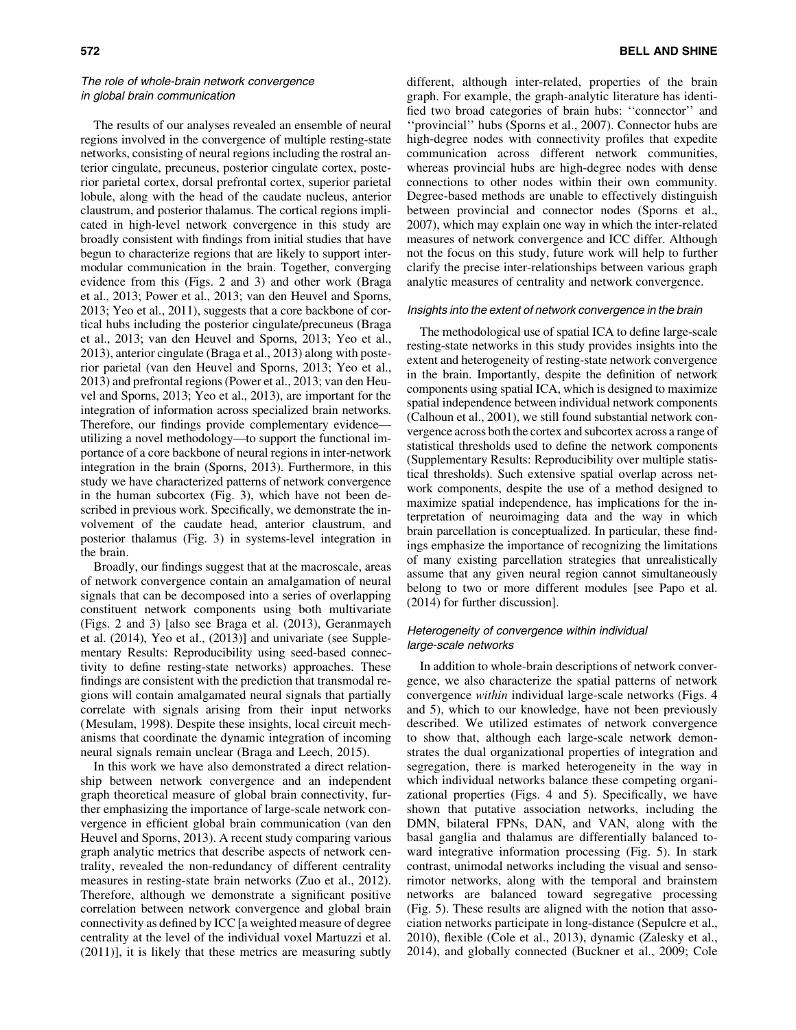### The role of whole-brain network convergence in global brain communication

The results of our analyses revealed an ensemble of neural regions involved in the convergence of multiple resting-state networks, consisting of neural regions including the rostral anterior cingulate, precuneus, posterior cingulate cortex, posterior parietal cortex, dorsal prefrontal cortex, superior parietal lobule, along with the head of the caudate nucleus, anterior claustrum, and posterior thalamus. The cortical regions implicated in high-level network convergence in this study are broadly consistent with findings from initial studies that have begun to characterize regions that are likely to support intermodular communication in the brain. Together, converging evidence from this (Figs. 2 and 3) and other work (Braga et al., 2013; Power et al., 2013; van den Heuvel and Sporns, 2013; Yeo et al., 2011), suggests that a core backbone of cortical hubs including the posterior cingulate/precuneus (Braga et al., 2013; van den Heuvel and Sporns, 2013; Yeo et al., 2013), anterior cingulate (Braga et al., 2013) along with posterior parietal (van den Heuvel and Sporns, 2013; Yeo et al., 2013) and prefrontal regions (Power et al., 2013; van den Heuvel and Sporns, 2013; Yeo et al., 2013), are important for the integration of information across specialized brain networks. Therefore, our findings provide complementary evidence—utilizing a novel methodology—to support the functional importance of a core backbone of neural regions in inter-network integration in the brain (Sporns, 2013). Furthermore, in this study we have characterized patterns of network convergence in the human subcortex (Fig. 3), which have not been described in previous work. Specifically, we demonstrate the involvement of the caudate head, anterior claustrum, and posterior thalamus (Fig. 3) in systems-level integration in the brain.

Broadly, our findings suggest that at the macroscale, areas of network convergence contain an amalgamation of neural signals that can be decomposed into a series of overlapping constituent network components using both multivariate (Figs. 2 and 3) [also see Braga et al. (2013), Geranmayeh et al. (2014), Yeo et al., (2013)] and univariate (see Supplementary Results: Reproducibility using seed-based connectivity to define resting-state networks) approaches. These findings are consistent with the prediction that transmodal regions will contain amalgamated neural signals that partially correlate with signals arising from their input networks (Mesulam, 1998). Despite these insights, local circuit mechanisms that coordinate the dynamic integration of incoming neural signals remain unclear (Braga and Leech, 2015).

In this work we have also demonstrated a direct relationship between network convergence and an independent graph theoretical measure of global brain connectivity, further emphasizing the importance of large-scale network convergence in efficient global brain communication (van den Heuvel and Sporns, 2013). A recent study comparing various graph analytic metrics that describe aspects of network centrality, revealed the non-redundancy of different centrality measures in resting-state brain networks (Zuo et al., 2012). Therefore, although we demonstrate a significant positive correlation between network convergence and global brain connectivity as defined by ICC [a weighted measure of degree centrality at the level of the individual voxel Martuzzi et al. (2011)], it is likely that these metrics are measuring subtly different, although inter-related, properties of the brain graph. For example, the graph-analytic literature has identified two broad categories of brain hubs: ''connector'' and ''provincial'' hubs (Sporns et al., 2007). Connector hubs are high-degree nodes with connectivity profiles that expedite communication across different network communities, whereas provincial hubs are high-degree nodes with dense connections to other nodes within their own community. Degree-based methods are unable to effectively distinguish between provincial and connector nodes (Sporns et al., 2007), which may explain one way in which the inter-related measures of network convergence and ICC differ. Although not the focus on this study, future work will help to further clarify the precise inter-relationships between various graph analytic measures of centrality and network convergence.

### Insights into the extent of network convergence in the brain

The methodological use of spatial ICA to define large-scale resting-state networks in this study provides insights into the extent and heterogeneity of resting-state network convergence in the brain. Importantly, despite the definition of network components using spatial ICA, which is designed to maximize spatial independence between individual network components (Calhoun et al., 2001), we still found substantial network convergence across both the cortex and subcortex across a range of statistical thresholds used to define the network components (Supplementary Results: Reproducibility over multiple statistical thresholds). Such extensive spatial overlap across network components, despite the use of a method designed to maximize spatial independence, has implications for the interpretation of neuroimaging data and the way in which brain parcellation is conceptualized. In particular, these findings emphasize the importance of recognizing the limitations of many existing parcellation strategies that unrealistically assume that any given neural region cannot simultaneously belong to two or more different modules [see Papo et al. (2014) for further discussion].

### Heterogeneity of convergence within individual large-scale networks

In addition to whole-brain descriptions of network convergence, we also characterize the spatial patterns of network convergence *within* individual large-scale networks (Figs. 4 and 5), which to our knowledge, have not been previously described. We utilized estimates of network convergence to show that, although each large-scale network demonstrates the dual organizational properties of integration and segregation, there is marked heterogeneity in the way in which individual networks balance these competing organizational properties (Figs. 4 and 5). Specifically, we have shown that putative association networks, including the DMN, bilateral FPNs, DAN, and VAN, along with the basal ganglia and thalamus are differentially balanced toward integrative information processing (Fig. 5). In stark contrast, unimodal networks including the visual and sensorimotor networks, along with the temporal and brainstem networks are balanced toward segregative processing (Fig. 5). These results are aligned with the notion that association networks participate in long-distance (Sepulcre et al., 2010), flexible (Cole et al., 2013), dynamic (Zalesky et al., 2014), and globally connected (Buckner et al., 2009; Cole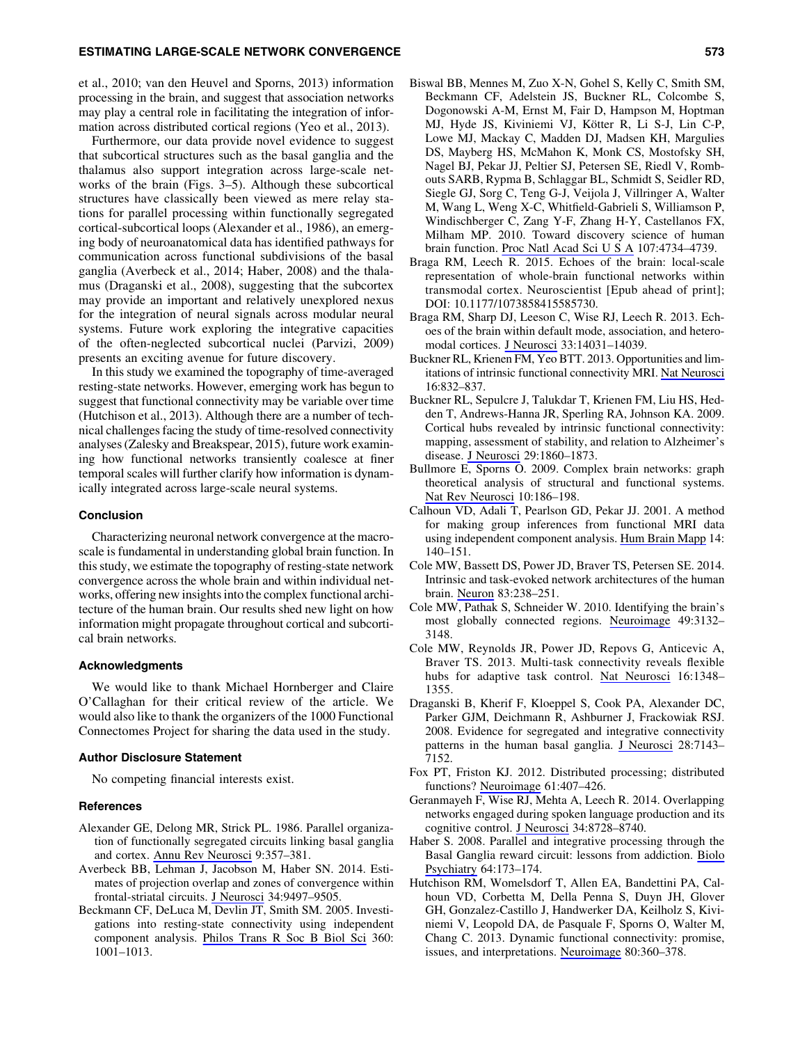et al., 2010; van den Heuvel and Sporns, 2013) information processing in the brain, and suggest that association networks may play a central role in facilitating the integration of information across distributed cortical regions (Yeo et al., 2013).

Furthermore, our data provide novel evidence to suggest that subcortical structures such as the basal ganglia and the thalamus also support integration across large-scale networks of the brain (Figs. 3–5). Although these subcortical structures have classically been viewed as mere relay stations for parallel processing within functionally segregated cortical-subcortical loops (Alexander et al., 1986), an emerging body of neuroanatomical data has identified pathways for communication across functional subdivisions of the basal ganglia (Averbeck et al., 2014; Haber, 2008) and the thalamus (Draganski et al., 2008), suggesting that the subcortex may provide an important and relatively unexplored nexus for the integration of neural signals across modular neural systems. Future work exploring the integrative capacities of the often-neglected subcortical nuclei (Parvizi, 2009) presents an exciting avenue for future discovery.

In this study we examined the topography of time-averaged resting-state networks. However, emerging work has begun to suggest that functional connectivity may be variable over time (Hutchison et al., 2013). Although there are a number of technical challenges facing the study of time-resolved connectivity analyses (Zalesky and Breakspear, 2015), future work examining how functional networks transiently coalesce at finer temporal scales will further clarify how information is dynamically integrated across large-scale neural systems.

## Conclusion

Characterizing neuronal network convergence at the macroscale is fundamental in understanding global brain function. In this study, we estimate the topography of resting-state network convergence across the whole brain and within individual networks, offering new insights into the complex functional architecture of the human brain. Our results shed new light on how information might propagate throughout cortical and subcortical brain networks.

## Acknowledgments

We would like to thank Michael Hornberger and Claire O'Callaghan for their critical review of the article. We would also like to thank the organizers of the 1000 Functional Connectomes Project for sharing the data used in the study.

## Author Disclosure Statement

No competing financial interests exist.

## References

Alexander GE, Delong MR, Strick PL. 1986. Parallel organization of functionally segregated circuits linking basal ganglia and cortex. Annu Rev Neurosci 9:357–381.

Averbeck BB, Lehman J, Jacobson M, Haber SN. 2014. Estimates of projection overlap and zones of convergence within frontal-striatal circuits. J Neurosci 34:9497–9505.

Beckmann CF, DeLuca M, Devlin JT, Smith SM. 2005. Investigations into resting-state connectivity using independent component analysis. Philos Trans R Soc B Biol Sci 360: 1001–1013.

Biswal BB, Mennes M, Zuo X-N, Gohel S, Kelly C, Smith SM, Beckmann CF, Adelstein JS, Buckner RL, Colcombe S, Dogonowski A-M, Ernst M, Fair D, Hampson M, Hoptman MJ, Hyde JS, Kiviniemi VJ, Kötter R, Li S-J, Lin C-P, Lowe MJ, Mackay C, Madden DJ, Madsen KH, Margulies DS, Mayberg HS, McMahon K, Monk CS, Mostofsky SH, Nagel BJ, Pekar JJ, Peltier SJ, Petersen SE, Riedl V, Rombouts SARB, Rypma B, Schlaggar BL, Schmidt S, Seidler RD, Siegle GJ, Sorg C, Teng G-J, Veijola J, Villringer A, Walter M, Wang L, Weng X-C, Whitfield-Gabrieli S, Williamson P, Windischberger C, Zang Y-F, Zhang H-Y, Castellanos FX, Milham MP. 2010. Toward discovery science of human brain function. Proc Natl Acad Sci U S A 107:4734–4739.

Braga RM, Leech R. 2015. Echoes of the brain: local-scale representation of whole-brain functional networks within transmodal cortex. Neuroscientist [Epub ahead of print]; DOI: 10.1177/1073858415585730.

Braga RM, Sharp DJ, Leeson C, Wise RJ, Leech R. 2013. Echoes of the brain within default mode, association, and heteromodal cortices. J Neurosci 33:14031–14039.

Buckner RL, Krienen FM, Yeo BTT. 2013. Opportunities and limitations of intrinsic functional connectivity MRI. Nat Neurosci 16:832–837.

Buckner RL, Sepulcre J, Talukdar T, Krienen FM, Liu HS, Hedden T, Andrews-Hanna JR, Sperling RA, Johnson KA. 2009. Cortical hubs revealed by intrinsic functional connectivity: mapping, assessment of stability, and relation to Alzheimer's disease. J Neurosci 29:1860–1873.

Bullmore E, Sporns O. 2009. Complex brain networks: graph theoretical analysis of structural and functional systems. Nat Rev Neurosci 10:186–198.

Calhoun VD, Adali T, Pearlson GD, Pekar JJ. 2001. A method for making group inferences from functional MRI data using independent component analysis. Hum Brain Mapp 14: 140–151.

Cole MW, Bassett DS, Power JD, Braver TS, Petersen SE. 2014. Intrinsic and task-evoked network architectures of the human brain. Neuron 83:238–251.

Cole MW, Pathak S, Schneider W. 2010. Identifying the brain's most globally connected regions. Neuroimage 49:3132–3148.

Cole MW, Reynolds JR, Power JD, Repovs G, Anticevic A, Braver TS. 2013. Multi-task connectivity reveals flexible hubs for adaptive task control. Nat Neurosci 16:1348–1355.

Draganski B, Kherif F, Kloeppel S, Cook PA, Alexander DC, Parker GJM, Deichmann R, Ashburner J, Frackowiak RSJ. 2008. Evidence for segregated and integrative connectivity patterns in the human basal ganglia. J Neurosci 28:7143–7152.

Fox PT, Friston KJ. 2012. Distributed processing; distributed functions? Neuroimage 61:407–426.

Geranmayeh F, Wise RJ, Mehta A, Leech R. 2014. Overlapping networks engaged during spoken language production and its cognitive control. J Neurosci 34:8728–8740.

Haber S. 2008. Parallel and integrative processing through the Basal Ganglia reward circuit: lessons from addiction. Biolo Psychiatry 64:173–174.

Hutchison RM, Womelsdorf T, Allen EA, Bandettini PA, Calhoun VD, Corbetta M, Della Penna S, Duyn JH, Glover GH, Gonzalez-Castillo J, Handwerker DA, Keilholz S, Kiviniemi V, Leopold DA, de Pasquale F, Sporns O, Walter M, Chang C. 2013. Dynamic functional connectivity: promise, issues, and interpretations. Neuroimage 80:360–378.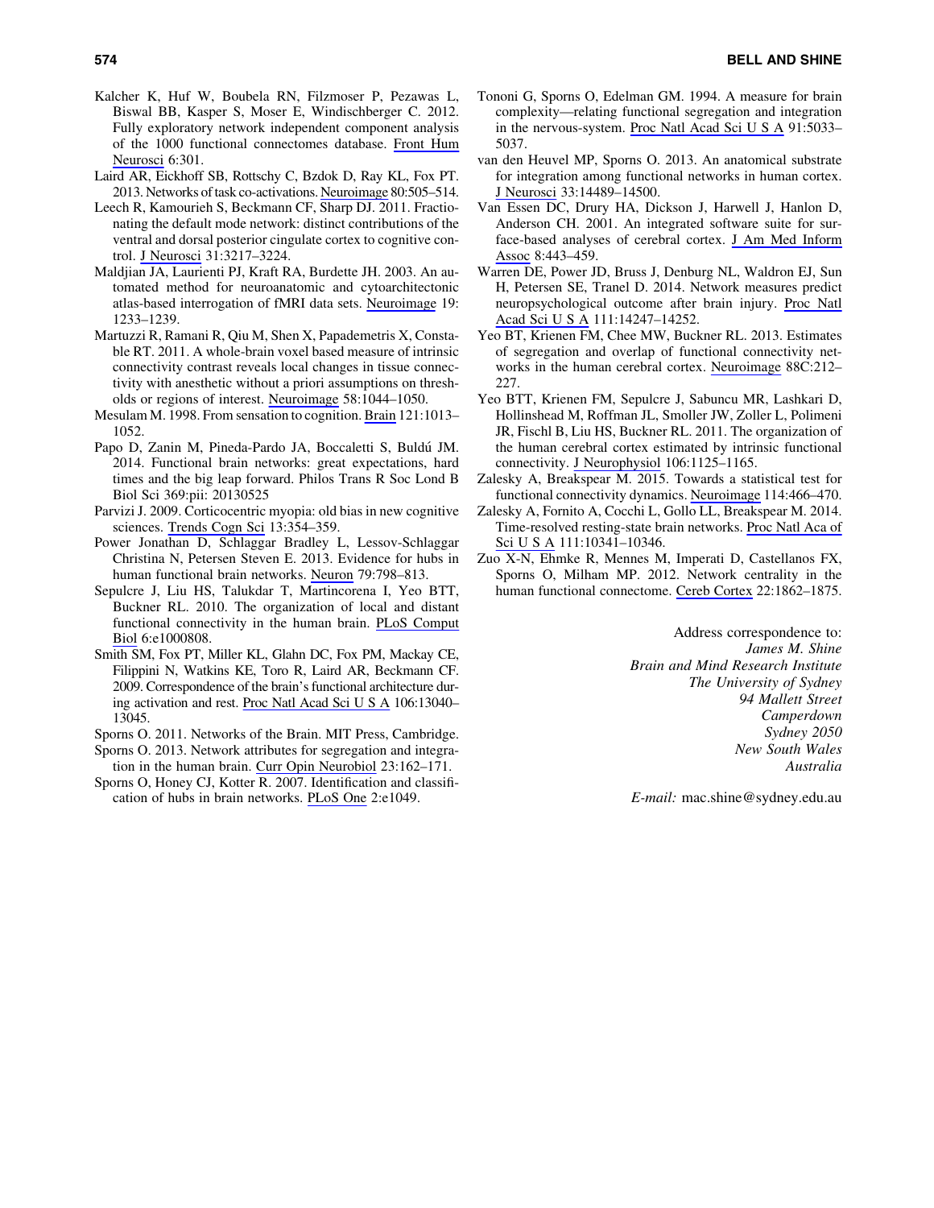Kalcher K, Huf W, Boubela RN, Filzmoser P, Pezawas L, Biswal BB, Kasper S, Moser E, Windischberger C. 2012. Fully exploratory network independent component analysis of the 1000 functional connectomes database. Front Hum Neurosci 6:301.

Laird AR, Eickhoff SB, Rottschy C, Bzdok D, Ray KL, Fox PT. 2013. Networks of task co-activations. Neuroimage 80:505–514.

Leech R, Kamourieh S, Beckmann CF, Sharp DJ. 2011. Fractionating the default mode network: distinct contributions of the ventral and dorsal posterior cingulate cortex to cognitive control. J Neurosci 31:3217–3224.

Maldjian JA, Laurienti PJ, Kraft RA, Burdette JH. 2003. An automated method for neuroanatomic and cytoarchitectonic atlas-based interrogation of fMRI data sets. Neuroimage 19: 1233–1239.

Martuzzi R, Ramani R, Qiu M, Shen X, Papademetris X, Constable RT. 2011. A whole-brain voxel based measure of intrinsic connectivity contrast reveals local changes in tissue connectivity with anesthetic without a priori assumptions on thresholds or regions of interest. Neuroimage 58:1044–1050.

Mesulam M. 1998. From sensation to cognition. Brain 121:1013–1052.

Papo D, Zanin M, Pineda-Pardo JA, Boccaletti S, Buldú JM. 2014. Functional brain networks: great expectations, hard times and the big leap forward. Philos Trans R Soc Lond B Biol Sci 369:pii: 20130525

Parvizi J. 2009. Corticocentric myopia: old bias in new cognitive sciences. Trends Cogn Sci 13:354–359.

Power Jonathan D, Schlaggar Bradley L, Lessov-Schlaggar Christina N, Petersen Steven E. 2013. Evidence for hubs in human functional brain networks. Neuron 79:798–813.

Sepulcre J, Liu HS, Talukdar T, Martincorena I, Yeo BTT, Buckner RL. 2010. The organization of local and distant functional connectivity in the human brain. PLoS Comput Biol 6:e1000808.

Smith SM, Fox PT, Miller KL, Glahn DC, Fox PM, Mackay CE, Filippini N, Watkins KE, Toro R, Laird AR, Beckmann CF. 2009. Correspondence of the brain's functional architecture during activation and rest. Proc Natl Acad Sci U S A 106:13040–13045.

Sporns O. 2011. Networks of the Brain. MIT Press, Cambridge.

Sporns O. 2013. Network attributes for segregation and integration in the human brain. Curr Opin Neurobiol 23:162–171.

Sporns O, Honey CJ, Kotter R. 2007. Identification and classification of hubs in brain networks. PLoS One 2:e1049.

Tononi G, Sporns O, Edelman GM. 1994. A measure for brain complexity—relating functional segregation and integration in the nervous-system. Proc Natl Acad Sci U S A 91:5033–5037.

van den Heuvel MP, Sporns O. 2013. An anatomical substrate for integration among functional networks in human cortex. J Neurosci 33:14489–14500.

Van Essen DC, Drury HA, Dickson J, Harwell J, Hanlon D, Anderson CH. 2001. An integrated software suite for surface-based analyses of cerebral cortex. J Am Med Inform Assoc 8:443–459.

Warren DE, Power JD, Bruss J, Denburg NL, Waldron EJ, Sun H, Petersen SE, Tranel D. 2014. Network measures predict neuropsychological outcome after brain injury. Proc Natl Acad Sci U S A 111:14247–14252.

Yeo BT, Krienen FM, Chee MW, Buckner RL. 2013. Estimates of segregation and overlap of functional connectivity networks in the human cerebral cortex. Neuroimage 88C:212–227.

Yeo BTT, Krienen FM, Sepulcre J, Sabuncu MR, Lashkari D, Hollinshead M, Roffman JL, Smoller JW, Zoller L, Polimeni JR, Fischl B, Liu HS, Buckner RL. 2011. The organization of the human cerebral cortex estimated by intrinsic functional connectivity. J Neurophysiol 106:1125–1165.

Zalesky A, Breakspear M. 2015. Towards a statistical test for functional connectivity dynamics. Neuroimage 114:466–470.

Zalesky A, Fornito A, Cocchi L, Gollo LL, Breakspear M. 2014. Time-resolved resting-state brain networks. Proc Natl Aca of Sci U S A 111:10341–10346.

Zuo X-N, Ehmke R, Mennes M, Imperati D, Castellanos FX, Sporns O, Milham MP. 2012. Network centrality in the human functional connectome. Cereb Cortex 22:1862–1875.

Address correspondence to:
*James M. Shine*
*Brain and Mind Research Institute*
*The University of Sydney*
*94 Mallett Street*
*Camperdown*
*Sydney 2050*
*New South Wales*
*Australia*

*E-mail:* mac.shine@sydney.edu.au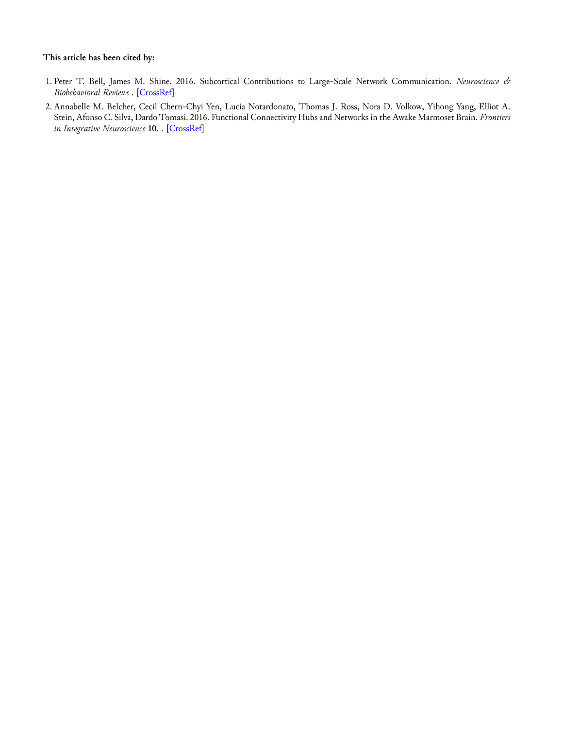**This article has been cited by:**

1. Peter T. Bell, James M. Shine. 2016. Subcortical Contributions to Large-Scale Network Communication. *Neuroscience & Biobehavioral Reviews* . [CrossRef]
2. Annabelle M. Belcher, Cecil Chern-Chyi Yen, Lucia Notardonato, Thomas J. Ross, Nora D. Volkow, Yihong Yang, Elliot A. Stein, Afonso C. Silva, Dardo Tomasi. 2016. Functional Connectivity Hubs and Networks in the Awake Marmoset Brain. *Frontiers in Integrative Neuroscience* **10**. . [CrossRef]